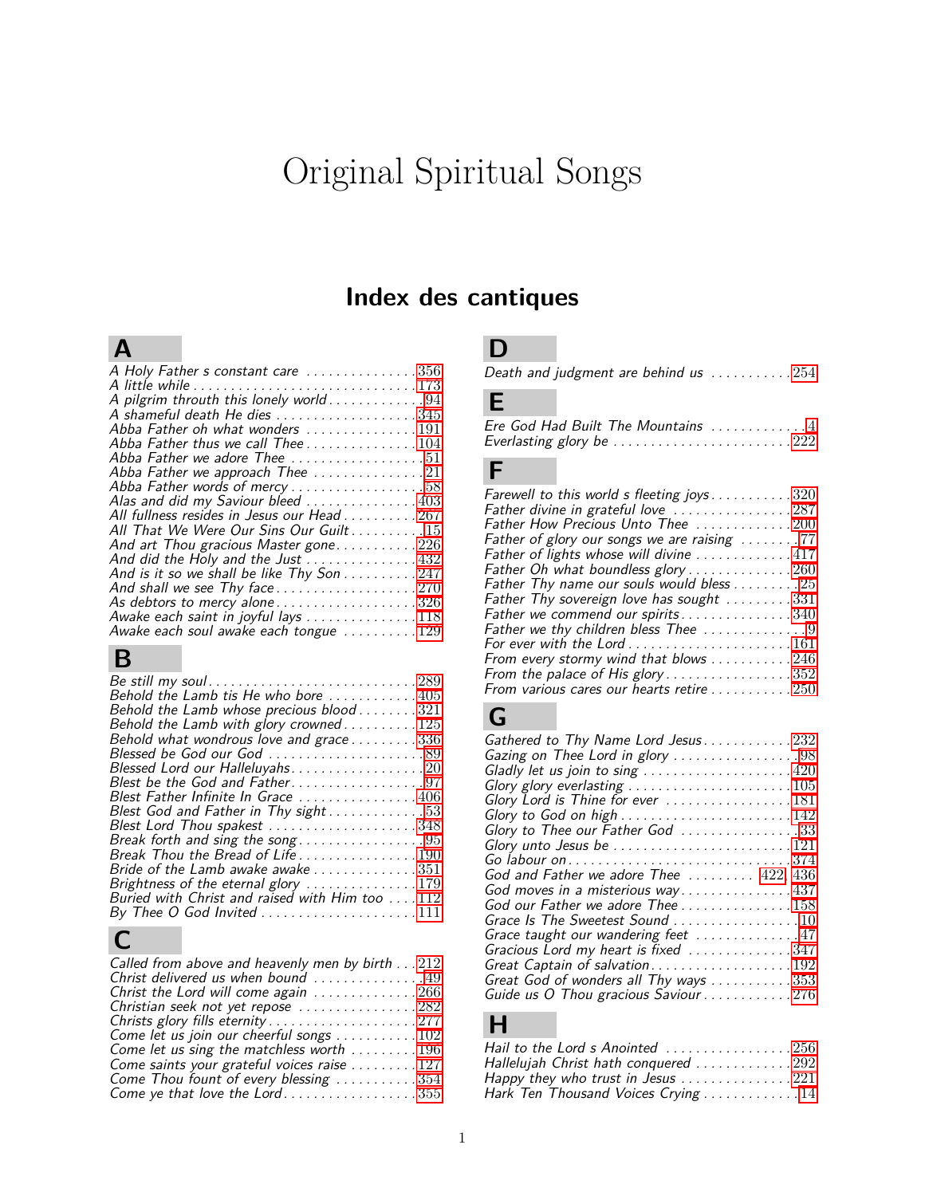# Original Spiritual Songs

## Index des cantiques

### A

*A Holy Father s constant care* ............... 356
*A little while* ............... 173
*A pilgrim throuth this lonely world* ............... 94
*A shameful death He dies* ............... 345
*Abba Father oh what wonders* ............... 191
*Abba Father thus we call Thee* ............... 104
*Abba Father we adore Thee* ............... 51
*Abba Father we approach Thee* ............... 21
*Abba Father words of mercy* ............... 58
*Alas and did my Saviour bleed* ............... 403
*All fullness resides in Jesus our Head* ............... 267
*All That We Were Our Sins Our Guilt* ............... 15
*And art Thou gracious Master gone* ............... 226
*And did the Holy and the Just* ............... 432
*And is it so we shall be like Thy Son* ............... 247
*And shall we see Thy face* ............... 270
*As debtors to mercy alone* ............... 326
*Awake each saint in joyful lays* ............... 118
*Awake each soul awake each tongue* ............... 129

### B

*Be still my soul* ............... 289
*Behold the Lamb tis He who bore* ............... 405
*Behold the Lamb whose precious blood* ............... 321
*Behold the Lamb with glory crowned* ............... 125
*Behold what wondrous love and grace* ............... 336
*Blessed be God our God* ............... 89
*Blessed Lord our Halleluyahs* ............... 20
*Blest be the God and Father* ............... 97
*Blest Father Infinite In Grace* ............... 406
*Blest God and Father in Thy sight* ............... 53
*Blest Lord Thou spakest* ............... 348
*Break forth and sing the song* ............... 95
*Break Thou the Bread of Life* ............... 190
*Bride of the Lamb awake awake* ............... 351
*Brightness of the eternal glory* ............... 179
*Buried with Christ and raised with Him too* ............... 112
*By Thee O God Invited* ............... 111

### C

*Called from above and heavenly men by birth* ............... 212
*Christ delivered us when bound* ............... 49
*Christ the Lord will come again* ............... 266
*Christian seek not yet repose* ............... 282
*Christs glory fills eternity* ............... 277
*Come let us join our cheerful songs* ............... 102
*Come let us sing the matchless worth* ............... 196
*Come saints your grateful voices raise* ............... 127
*Come Thou fount of every blessing* ............... 354
*Come ye that love the Lord* ............... 355

### D

*Death and judgment are behind us* ............... 254

### E

*Ere God Had Built The Mountains* ............... 4
*Everlasting glory be* ............... 222

### F

*Farewell to this world s fleeting joys* ............... 320
*Father divine in grateful love* ............... 287
*Father How Precious Unto Thee* ............... 200
*Father of glory our songs we are raising* ............... 77
*Father of lights whose will divine* ............... 417
*Father Oh what boundless glory* ............... 260
*Father Thy name our souls would bless* ............... 25
*Father Thy sovereign love has sought* ............... 331
*Father we commend our spirits* ............... 340
*Father we thy children bless Thee* ............... 9
*For ever with the Lord* ............... 161
*From every stormy wind that blows* ............... 246
*From the palace of His glory* ............... 352
*From various cares our hearts retire* ............... 250

### G

*Gathered to Thy Name Lord Jesus* ............... 232
*Gazing on Thee Lord in glory* ............... 98
*Gladly let us join to sing* ............... 420
*Glory glory everlasting* ............... 105
*Glory Lord is Thine for ever* ............... 181
*Glory to God on high* ............... 142
*Glory to Thee our Father God* ............... 33
*Glory unto Jesus be* ............... 121
*Go labour on* ............... 374
*God and Father we adore Thee* ............... 422, 436
*God moves in a misterious way* ............... 437
*God our Father we adore Thee* ............... 158
*Grace Is The Sweetest Sound* ............... 10
*Grace taught our wandering feet* ............... 47
*Gracious Lord my heart is fixed* ............... 347
*Great Captain of salvation* ............... 192
*Great God of wonders all Thy ways* ............... 353
*Guide us O Thou gracious Saviour* ............... 276

### H

*Hail to the Lord s Anointed* ............... 256
*Hallelujah Christ hath conquered* ............... 292
*Happy they who trust in Jesus* ............... 221
*Hark Ten Thousand Voices Crying* ............... 14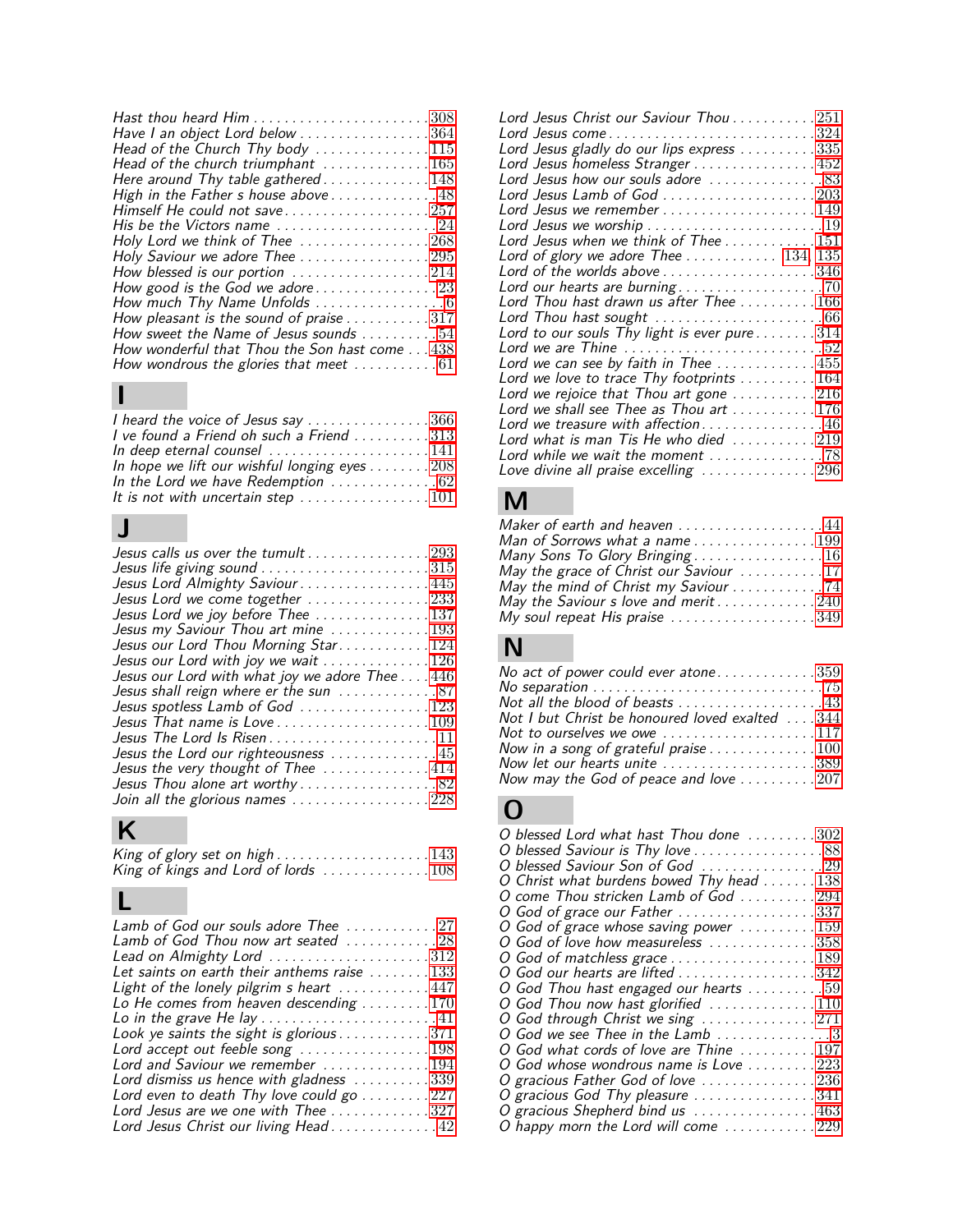*Hast thou heard Him* ....... 308
*Have I an object Lord below* ....... 364
*Head of the Church Thy body* ....... 115
*Head of the church triumphant* ....... 165
*Here around Thy table gathered* ....... 148
*High in the Father s house above* ....... 48
*Himself He could not save* ....... 257
*His be the Victors name* ....... 24
*Holy Lord we think of Thee* ....... 268
*Holy Saviour we adore Thee* ....... 295
*How blessed is our portion* ....... 214
*How good is the God we adore* ....... 23
*How much Thy Name Unfolds* ....... 6
*How pleasant is the sound of praise* ....... 317
*How sweet the Name of Jesus sounds* ....... 54
*How wonderful that Thou the Son hast come* ....... 438
*How wondrous the glories that meet* ....... 61

## I

*I heard the voice of Jesus say* ....... 366
*I ve found a Friend oh such a Friend* ....... 313
*In deep eternal counsel* ....... 141
*In hope we lift our wishful longing eyes* ....... 208
*In the Lord we have Redemption* ....... 62
*It is not with uncertain step* ....... 101

## J

*Jesus calls us over the tumult* ....... 293
*Jesus life giving sound* ....... 315
*Jesus Lord Almighty Saviour* ....... 445
*Jesus Lord we come together* ....... 233
*Jesus Lord we joy before Thee* ....... 137
*Jesus my Saviour Thou art mine* ....... 193
*Jesus our Lord Thou Morning Star* ....... 124
*Jesus our Lord with joy we wait* ....... 126
*Jesus our Lord with what joy we adore Thee* ....... 446
*Jesus shall reign where er the sun* ....... 87
*Jesus spotless Lamb of God* ....... 123
*Jesus That name is Love* ....... 109
*Jesus The Lord Is Risen* ....... 11
*Jesus the Lord our righteousness* ....... 45
*Jesus the very thought of Thee* ....... 414
*Jesus Thou alone art worthy* ....... 82
*Join all the glorious names* ....... 228

## K

*King of glory set on high* ....... 143
*King of kings and Lord of lords* ....... 108

## L

*Lamb of God our souls adore Thee* ....... 27
*Lamb of God Thou now art seated* ....... 28
*Lead on Almighty Lord* ....... 312
*Let saints on earth their anthems raise* ....... 133
*Light of the lonely pilgrim s heart* ....... 447
*Lo He comes from heaven descending* ....... 170
*Lo in the grave He lay* ....... 41
*Look ye saints the sight is glorious* ....... 371
*Lord accept out feeble song* ....... 198
*Lord and Saviour we remember* ....... 194
*Lord dismiss us hence with gladness* ....... 339
*Lord even to death Thy love could go* ....... 227
*Lord Jesus are we one with Thee* ....... 327
*Lord Jesus Christ our living Head* ....... 42
*Lord Jesus Christ our Saviour Thou* ....... 251
*Lord Jesus come* ....... 324
*Lord Jesus gladly do our lips express* ....... 335
*Lord Jesus homeless Stranger* ....... 452
*Lord Jesus how our souls adore* ....... 83
*Lord Jesus Lamb of God* ....... 203
*Lord Jesus we remember* ....... 149
*Lord Jesus we worship* ....... 19
*Lord Jesus when we think of Thee* ....... 151
*Lord of glory we adore Thee* ....... 134, 135
*Lord of the worlds above* ....... 346
*Lord our hearts are burning* ....... 70
*Lord Thou hast drawn us after Thee* ....... 166
*Lord Thou hast sought* ....... 66
*Lord to our souls Thy light is ever pure* ....... 314
*Lord we are Thine* ....... 52
*Lord we can see by faith in Thee* ....... 455
*Lord we love to trace Thy footprints* ....... 164
*Lord we rejoice that Thou art gone* ....... 216
*Lord we shall see Thee as Thou art* ....... 176
*Lord we treasure with affection* ....... 46
*Lord what is man Tis He who died* ....... 219
*Lord while we wait the moment* ....... 78
*Love divine all praise excelling* ....... 296

## M

*Maker of earth and heaven* ....... 44
*Man of Sorrows what a name* ....... 199
*Many Sons To Glory Bringing* ....... 16
*May the grace of Christ our Saviour* ....... 17
*May the mind of Christ my Saviour* ....... 74
*May the Saviour s love and merit* ....... 240
*My soul repeat His praise* ....... 349

## N

*No act of power could ever atone* ....... 359
*No separation* ....... 75
*Not all the blood of beasts* ....... 43
*Not I but Christ be honoured loved exalted* ....... 344
*Not to ourselves we owe* ....... 117
*Now in a song of grateful praise* ....... 100
*Now let our hearts unite* ....... 389
*Now may the God of peace and love* ....... 207

## O

*O blessed Lord what hast Thou done* ....... 302
*O blessed Saviour is Thy love* ....... 88
*O blessed Saviour Son of God* ....... 29
*O Christ what burdens bowed Thy head* ....... 138
*O come Thou stricken Lamb of God* ....... 294
*O God of grace our Father* ....... 337
*O God of grace whose saving power* ....... 159
*O God of love how measureless* ....... 358
*O God of matchless grace* ....... 189
*O God our hearts are lifted* ....... 342
*O God Thou hast engaged our hearts* ....... 59
*O God Thou now hast glorified* ....... 110
*O God through Christ we sing* ....... 271
*O God we see Thee in the Lamb* ....... 3
*O God what cords of love are Thine* ....... 197
*O God whose wondrous name is Love* ....... 223
*O gracious Father God of love* ....... 236
*O gracious God Thy pleasure* ....... 341
*O gracious Shepherd bind us* ....... 463
*O happy morn the Lord will come* ....... 229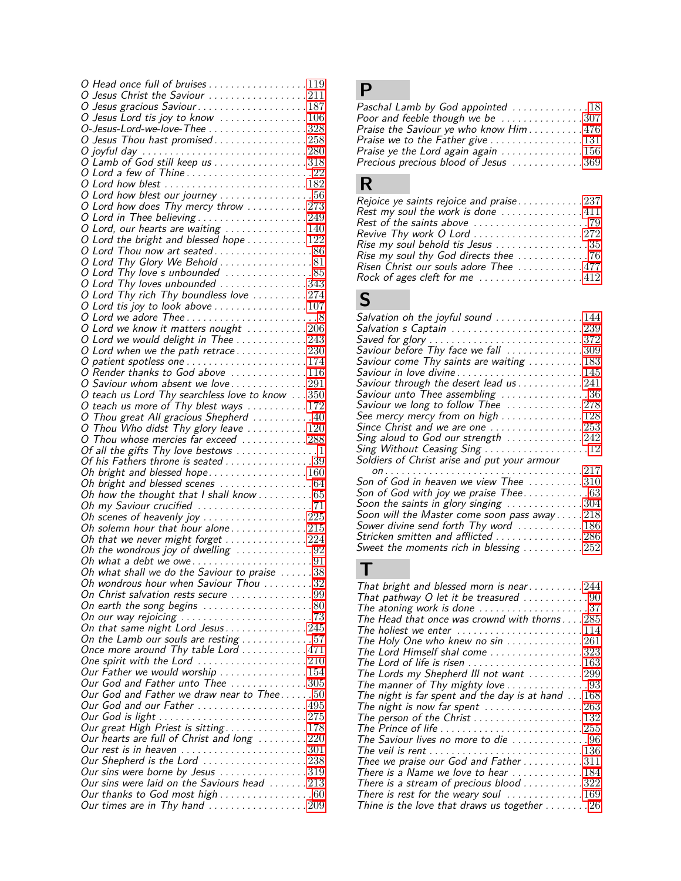*O Head once full of bruises* . . . . . . . . . . . . . . . . . 119
*O Jesus Christ the Saviour* . . . . . . . . . . . . . . . . . 211
*O Jesus gracious Saviour* . . . . . . . . . . . . . . . . . 187
*O Jesus Lord tis joy to know* . . . . . . . . . . . . . . . 106
*O-Jesus-Lord-we-love-Thee* . . . . . . . . . . . . . . . . 328
*O Jesus Thou hast promised* . . . . . . . . . . . . . . . 258
*O joyful day* . . . . . . . . . . . . . . . . . . . . . . . . . 280
*O Lamb of God still keep us* . . . . . . . . . . . . . . . 318
*O Lord a few of Thine* . . . . . . . . . . . . . . . . . . . . 22
*O Lord how blest* . . . . . . . . . . . . . . . . . . . . . . . 182
*O Lord how blest our journey* . . . . . . . . . . . . . . . 56
*O Lord how does Thy mercy throw* . . . . . . . . . . 273
*O Lord in Thee believing* . . . . . . . . . . . . . . . . . 249
*O Lord, our hearts are waiting* . . . . . . . . . . . . . 140
*O Lord the bright and blessed hope* . . . . . . . . . 122
*O Lord Thou now art seated* . . . . . . . . . . . . . . . . 86
*O Lord Thy Glory We Behold* . . . . . . . . . . . . . . . 81
*O Lord Thy love s unbounded* . . . . . . . . . . . . . . . 85
*O Lord Thy loves unbounded* . . . . . . . . . . . . . . 343
*O Lord Thy rich Thy boundless love* . . . . . . . . . 274
*O Lord tis joy to look above* . . . . . . . . . . . . . . . 107
*O Lord we adore Thee* . . . . . . . . . . . . . . . . . . . . . 8
*O Lord we know it matters nought* . . . . . . . . . . 206
*O Lord we would delight in Thee* . . . . . . . . . . . 243
*O Lord when we the path retrace* . . . . . . . . . . . 230
*O patient spotless one* . . . . . . . . . . . . . . . . . . . 174
*O Render thanks to God above* . . . . . . . . . . . . . 116
*O Saviour whom absent we love* . . . . . . . . . . . . 291
*O teach us Lord Thy searchless love to know* . . . 350
*O teach us more of Thy blest ways* . . . . . . . . . . 172
*O Thou great All gracious Shepherd* . . . . . . . . . . 40
*O Thou Who didst Thy glory leave* . . . . . . . . . . . 120
*O Thou whose mercies far exceed* . . . . . . . . . . . 288
*Of all the gifts Thy love bestows* . . . . . . . . . . . . . 1
*Of his Fathers throne is seated* . . . . . . . . . . . . . . 39
*Oh bright and blessed hope* . . . . . . . . . . . . . . . 160
*Oh bright and blessed scenes* . . . . . . . . . . . . . . . 64
*Oh how the thought that I shall know* . . . . . . . . . 65
*Oh my Saviour crucified* . . . . . . . . . . . . . . . . . . . 71
*Oh scenes of heavenly joy* . . . . . . . . . . . . . . . . 225
*Oh solemn hour that hour alone* . . . . . . . . . . . . 215
*Oh that we never might forget* . . . . . . . . . . . . . 224
*Oh the wondrous joy of dwelling* . . . . . . . . . . . . . 92
*Oh what a debt we owe* . . . . . . . . . . . . . . . . . . . . 91
*Oh what shall we do the Saviour to praise* . . . . . . 38
*Oh wondrous hour when Saviour Thou* . . . . . . . . 32
*On Christ salvation rests secure* . . . . . . . . . . . . . 99
*On earth the song begins* . . . . . . . . . . . . . . . . . . . 80
*On our way rejoicing* . . . . . . . . . . . . . . . . . . . . . . 73
*On that same night Lord Jesus* . . . . . . . . . . . . . 245
*On the Lamb our souls are resting* . . . . . . . . . . . . 57
*Once more around Thy table Lord* . . . . . . . . . . . 471
*One spirit with the Lord* . . . . . . . . . . . . . . . . . . 210
*Our Father we would worship* . . . . . . . . . . . . . . 154
*Our God and Father unto Thee* . . . . . . . . . . . . . 305
*Our God and Father we draw near to Thee* . . . . . . 50
*Our God and our Father* . . . . . . . . . . . . . . . . . . 495
*Our God is light* . . . . . . . . . . . . . . . . . . . . . . . . 275
*Our great High Priest is sitting* . . . . . . . . . . . . . 178
*Our hearts are full of Christ and long* . . . . . . . . 220
*Our rest is in heaven* . . . . . . . . . . . . . . . . . . . . . 301
*Our Shepherd is the Lord* . . . . . . . . . . . . . . . . . 238
*Our sins were borne by Jesus* . . . . . . . . . . . . . . 319
*Our sins were laid on the Saviours head* . . . . . . . 213
*Our thanks to God most high* . . . . . . . . . . . . . . . . 60
*Our times are in Thy hand* . . . . . . . . . . . . . . . . . 209

# P

*Paschal Lamb by God appointed* . . . . . . . . . . . . . . 18
*Poor and feeble though we be* . . . . . . . . . . . . . . 307
*Praise the Saviour ye who know Him* . . . . . . . . . 476
*Praise we to the Father give* . . . . . . . . . . . . . . . 131
*Praise ye the Lord again again* . . . . . . . . . . . . . 156
*Precious precious blood of Jesus* . . . . . . . . . . . . 369

# R

*Rejoice ye saints rejoice and praise* . . . . . . . . . . 237
*Rest my soul the work is done* . . . . . . . . . . . . . 411
*Rest of the saints above* . . . . . . . . . . . . . . . . . . . 79
*Revive Thy work O Lord* . . . . . . . . . . . . . . . . . . 272
*Rise my soul behold tis Jesus* . . . . . . . . . . . . . . . 35
*Rise my soul thy God directs thee* . . . . . . . . . . . . 76
*Risen Christ our souls adore Thee* . . . . . . . . . . . 477
*Rock of ages cleft for me* . . . . . . . . . . . . . . . . . 412

# S

*Salvation oh the joyful sound* . . . . . . . . . . . . . . 144
*Salvation s Captain* . . . . . . . . . . . . . . . . . . . . . 239
*Saved for glory* . . . . . . . . . . . . . . . . . . . . . . . . . 372
*Saviour before Thy face we fall* . . . . . . . . . . . . . 309
*Saviour come Thy saints are waiting* . . . . . . . . . 183
*Saviour in love divine* . . . . . . . . . . . . . . . . . . . . 145
*Saviour through the desert lead us* . . . . . . . . . . 241
*Saviour unto Thee assembling* . . . . . . . . . . . . . . . 36
*Saviour we long to follow Thee* . . . . . . . . . . . . . 278
*See mercy mercy from on high* . . . . . . . . . . . . . 128
*Since Christ and we are one* . . . . . . . . . . . . . . . 253
*Sing aloud to God our strength* . . . . . . . . . . . . . 242
*Sing Without Ceasing Sing* . . . . . . . . . . . . . . . . . 12
*Soldiers of Christ arise and put your armour on* . . . . . . . . . . . . . . . . . . . . . . . . . . . . . . . . 217
*Son of God in heaven we view Thee* . . . . . . . . . . 310
*Son of God with joy we praise Thee* . . . . . . . . . . . 63
*Soon the saints in glory singing* . . . . . . . . . . . . . 304
*Soon will the Master come soon pass away* . . . . . 218
*Sower divine send forth Thy word* . . . . . . . . . . . 186
*Stricken smitten and afflicted* . . . . . . . . . . . . . . 286
*Sweet the moments rich in blessing* . . . . . . . . . . 252

# T

*That bright and blessed morn is near* . . . . . . . . . 244
*That pathway O let it be treasured* . . . . . . . . . . . 90
*The atoning work is done* . . . . . . . . . . . . . . . . . . 37
*The Head that once was crownd with thorns* . . . . 285
*The holiest we enter* . . . . . . . . . . . . . . . . . . . . . 114
*The Holy One who knew no sin* . . . . . . . . . . . . . 261
*The Lord Himself shal come* . . . . . . . . . . . . . . . 323
*The Lord of life is risen* . . . . . . . . . . . . . . . . . . . 163
*The Lords my Shepherd Ill not want* . . . . . . . . . . 299
*The manner of Thy mighty love* . . . . . . . . . . . . . . 93
*The night is far spent and the day is at hand* . . . 168
*The night is now far spent* . . . . . . . . . . . . . . . . 263
*The person of the Christ* . . . . . . . . . . . . . . . . . . 132
*The Prince of life* . . . . . . . . . . . . . . . . . . . . . . . 255
*The Saviour lives no more to die* . . . . . . . . . . . . . 96
*The veil is rent* . . . . . . . . . . . . . . . . . . . . . . . . . 136
*Thee we praise our God and Father* . . . . . . . . . . 311
*There is a Name we love to hear* . . . . . . . . . . . . 184
*There is a stream of precious blood* . . . . . . . . . . 322
*There is rest for the weary soul* . . . . . . . . . . . . . 169
*Thine is the love that draws us together* . . . . . . . . 26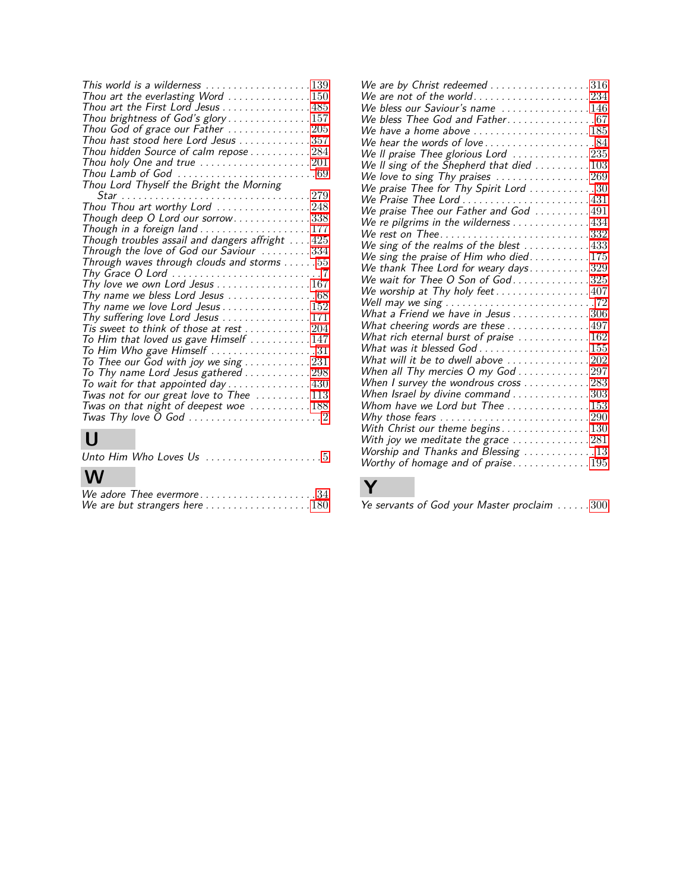*This world is a wilderness* . . . . . . . . . . . . . . . . . . 139
*Thou art the everlasting Word* . . . . . . . . . . . . . . . 150
*Thou art the First Lord Jesus* . . . . . . . . . . . . . . . . 485
*Thou brightness of God's glory* . . . . . . . . . . . . . . . 157
*Thou God of grace our Father* . . . . . . . . . . . . . . . 205
*Thou hast stood here Lord Jesus* . . . . . . . . . . . . . 357
*Thou hidden Source of calm repose* . . . . . . . . . . . 284
*Thou holy One and true* . . . . . . . . . . . . . . . . . . . . 201
*Thou Lamb of God* . . . . . . . . . . . . . . . . . . . . . . . . . 69
*Thou Lord Thyself the Bright the Morning Star* . . . . . . . . . . . . . . . . . . . . . . . . . . . . . . . . . . 279
*Thou Thou art worthy Lord* . . . . . . . . . . . . . . . . . 248
*Though deep O Lord our sorrow* . . . . . . . . . . . . . . 338
*Though in a foreign land* . . . . . . . . . . . . . . . . . . . . 177
*Though troubles assail and dangers affright* . . . . 425
*Through the love of God our Saviour* . . . . . . . . . 334
*Through waves through clouds and storms* . . . . . . 55
*Thy Grace O Lord* . . . . . . . . . . . . . . . . . . . . . . . . . . . 7
*Thy love we own Lord Jesus* . . . . . . . . . . . . . . . . . 167
*Thy name we bless Lord Jesus* . . . . . . . . . . . . . . . . 68
*Thy name we love Lord Jesus* . . . . . . . . . . . . . . . . 152
*Thy suffering love Lord Jesus* . . . . . . . . . . . . . . . . 171
*Tis sweet to think of those at rest* . . . . . . . . . . . . 204
*To Him that loved us gave Himself* . . . . . . . . . . . 147
*To Him Who gave Himself* . . . . . . . . . . . . . . . . . . . 31
*To Thee our God with joy we sing* . . . . . . . . . . . . 231
*To Thy name Lord Jesus gathered* . . . . . . . . . . . . 298
*To wait for that appointed day* . . . . . . . . . . . . . . . 430
*Twas not for our great love to Thee* . . . . . . . . . . 113
*Twas on that night of deepest woe* . . . . . . . . . . . 188
*Twas Thy love O God* . . . . . . . . . . . . . . . . . . . . . . . . 2

## U

*Unto Him Who Loves Us* . . . . . . . . . . . . . . . . . . . . . 5

## W

*We adore Thee evermore* . . . . . . . . . . . . . . . . . . . . 34
*We are but strangers here* . . . . . . . . . . . . . . . . . . . 180
*We are by Christ redeemed* . . . . . . . . . . . . . . . . . . 316
*We are not of the world* . . . . . . . . . . . . . . . . . . . . . 234
*We bless our Saviour's name* . . . . . . . . . . . . . . . . 146
*We bless Thee God and Father* . . . . . . . . . . . . . . . . 67
*We have a home above* . . . . . . . . . . . . . . . . . . . . . 185
*We hear the words of love* . . . . . . . . . . . . . . . . . . . . 84
*We ll praise Thee glorious Lord* . . . . . . . . . . . . . . 235
*We ll sing of the Shepherd that died* . . . . . . . . . . 103
*We love to sing Thy praises* . . . . . . . . . . . . . . . . . 269
*We praise Thee for Thy Spirit Lord* . . . . . . . . . . . . 30
*We Praise Thee Lord* . . . . . . . . . . . . . . . . . . . . . . . 431
*We praise Thee our Father and God* . . . . . . . . . . 491
*We re pilgrims in the wilderness* . . . . . . . . . . . . . . 434
*We rest on Thee* . . . . . . . . . . . . . . . . . . . . . . . . . . . 332
*We sing of the realms of the blest* . . . . . . . . . . . . 433
*We sing the praise of Him who died* . . . . . . . . . . . 175
*We thank Thee Lord for weary days* . . . . . . . . . . . 329
*We wait for Thee O Son of God* . . . . . . . . . . . . . . 325
*We worship at Thy holy feet* . . . . . . . . . . . . . . . . . 407
*Well may we sing* . . . . . . . . . . . . . . . . . . . . . . . . . . . 72
*What a Friend we have in Jesus* . . . . . . . . . . . . . . 306
*What cheering words are these* . . . . . . . . . . . . . . . 497
*What rich eternal burst of praise* . . . . . . . . . . . . . 162
*What was it blessed God* . . . . . . . . . . . . . . . . . . . . 155
*What will it be to dwell above* . . . . . . . . . . . . . . . 202
*When all Thy mercies O my God* . . . . . . . . . . . . . 297
*When I survey the wondrous cross* . . . . . . . . . . . . 283
*When Israel by divine command* . . . . . . . . . . . . . . 303
*Whom have we Lord but Thee* . . . . . . . . . . . . . . . 153
*Why those fears* . . . . . . . . . . . . . . . . . . . . . . . . . . . 290
*With Christ our theme begins* . . . . . . . . . . . . . . . . 130
*With joy we meditate the grace* . . . . . . . . . . . . . . 281
*Worship and Thanks and Blessing* . . . . . . . . . . . . . 13
*Worthy of homage and of praise* . . . . . . . . . . . . . . 195

## Y

*Ye servants of God your Master proclaim* . . . . . . 300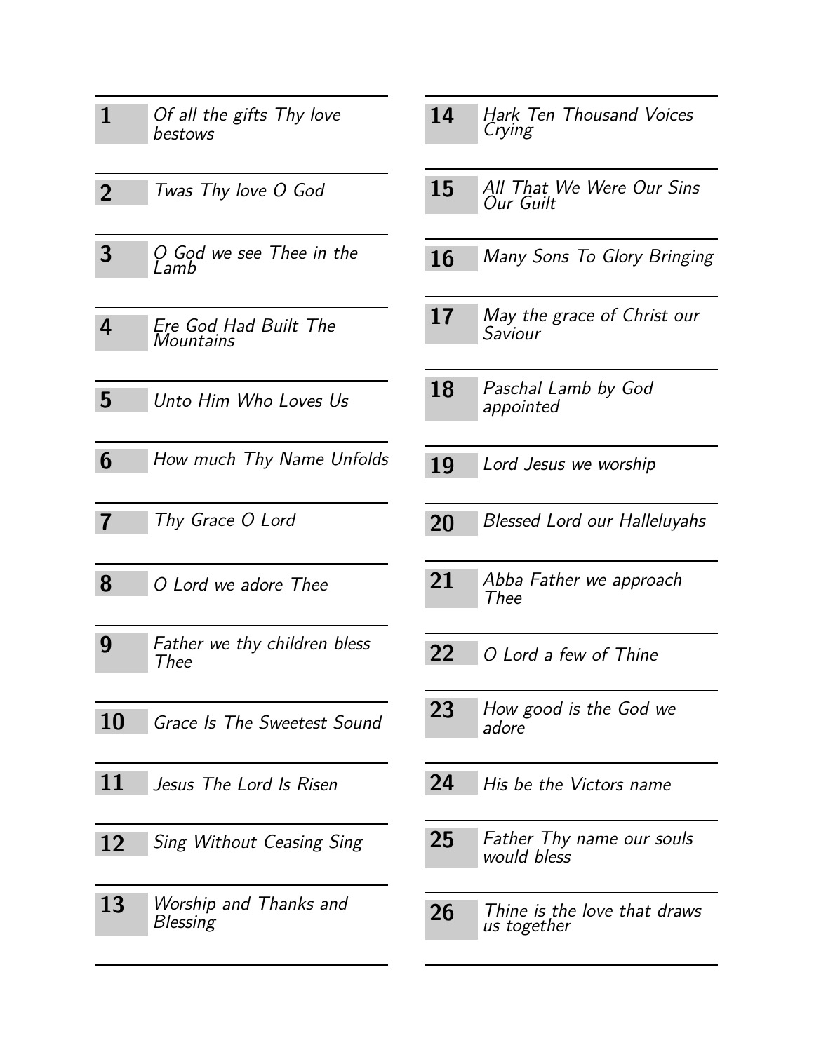**1** *Of all the gifts Thy love bestows*

**2** *Twas Thy love O God*

**3** *O God we see Thee in the Lamb*

**4** *Ere God Had Built The Mountains*

**5** *Unto Him Who Loves Us*

**6** *How much Thy Name Unfolds*

**7** *Thy Grace O Lord*

**8** *O Lord we adore Thee*

**9** *Father we thy children bless Thee*

**10** *Grace Is The Sweetest Sound*

**11** *Jesus The Lord Is Risen*

**12** *Sing Without Ceasing Sing*

**13** *Worship and Thanks and Blessing*

**14** *Hark Ten Thousand Voices Crying*

**15** *All That We Were Our Sins Our Guilt*

**16** *Many Sons To Glory Bringing*

**17** *May the grace of Christ our Saviour*

**18** *Paschal Lamb by God appointed*

**19** *Lord Jesus we worship*

**20** *Blessed Lord our Halleluyahs*

**21** *Abba Father we approach Thee*

**22** *O Lord a few of Thine*

**23** *How good is the God we adore*

**24** *His be the Victors name*

**25** *Father Thy name our souls would bless*

**26** *Thine is the love that draws us together*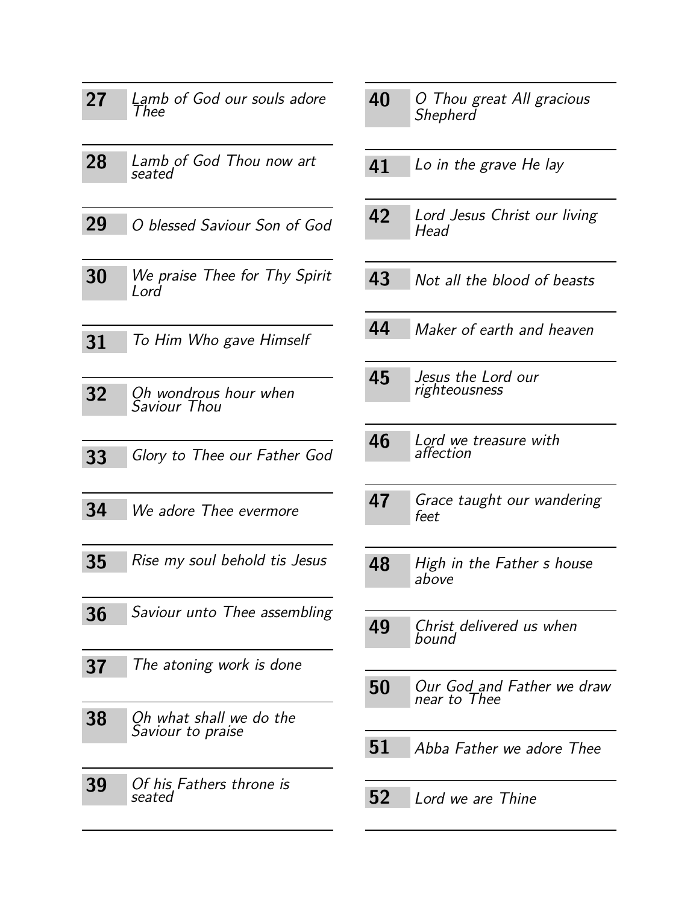**27** *Lamb of God our souls adore Thee*

**28** *Lamb of God Thou now art seated*

**29** *O blessed Saviour Son of God*

**30** *We praise Thee for Thy Spirit Lord*

**31** *To Him Who gave Himself*

**32** *Oh wondrous hour when Saviour Thou*

**33** *Glory to Thee our Father God*

**34** *We adore Thee evermore*

**35** *Rise my soul behold tis Jesus*

**36** *Saviour unto Thee assembling*

**37** *The atoning work is done*

**38** *Oh what shall we do the Saviour to praise*

**39** *Of his Fathers throne is seated*

**40** *O Thou great All gracious Shepherd*

**41** *Lo in the grave He lay*

**42** *Lord Jesus Christ our living Head*

**43** *Not all the blood of beasts*

**44** *Maker of earth and heaven*

**45** *Jesus the Lord our righteousness*

**46** *Lord we treasure with affection*

**47** *Grace taught our wandering feet*

**48** *High in the Father s house above*

**49** *Christ delivered us when bound*

**50** *Our God and Father we draw near to Thee*

**51** *Abba Father we adore Thee*

**52** *Lord we are Thine*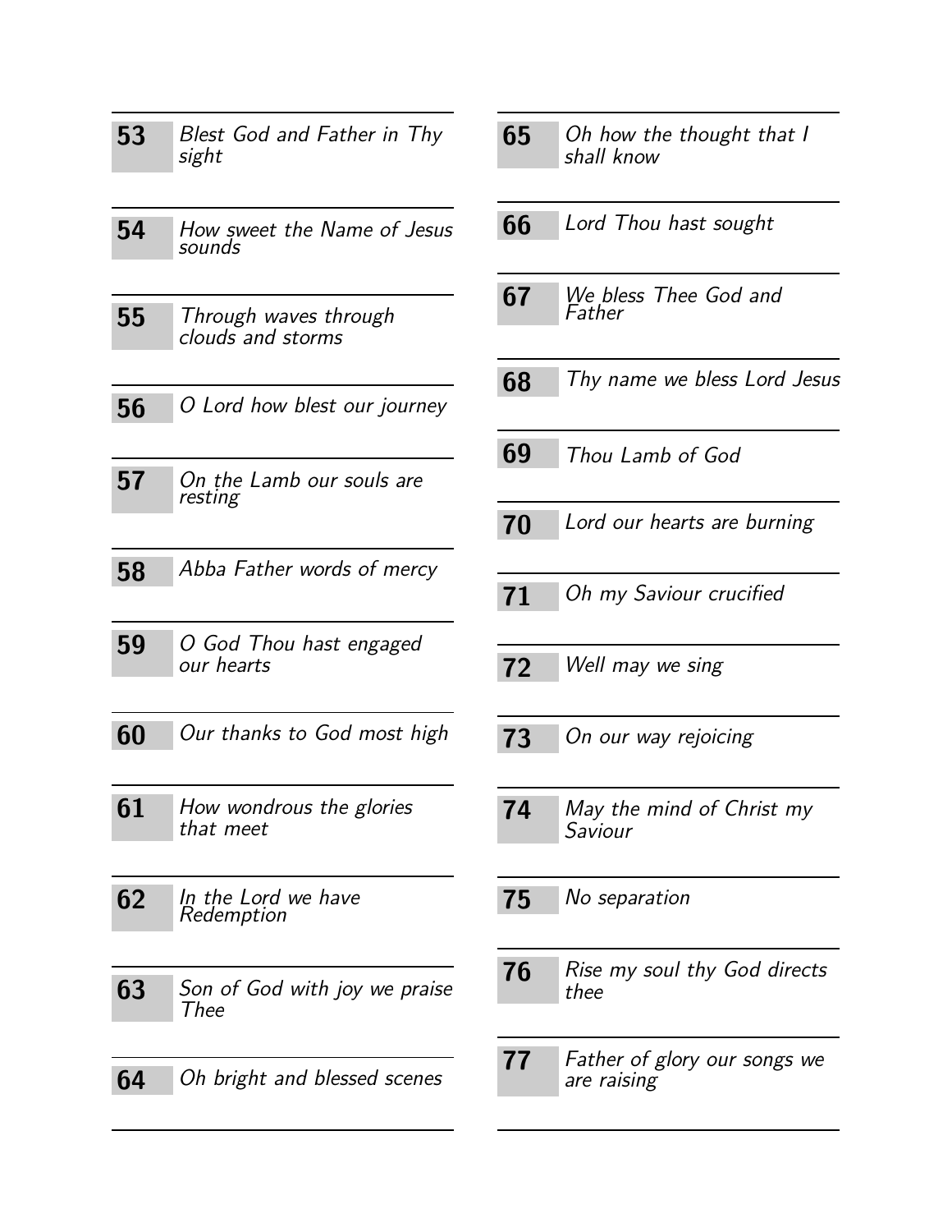**53** *Blest God and Father in Thy sight*

**54** *How sweet the Name of Jesus sounds*

**55** *Through waves through clouds and storms*

**56** *O Lord how blest our journey*

**57** *On the Lamb our souls are resting*

**58** *Abba Father words of mercy*

**59** *O God Thou hast engaged our hearts*

**60** *Our thanks to God most high*

**61** *How wondrous the glories that meet*

**62** *In the Lord we have Redemption*

**63** *Son of God with joy we praise Thee*

**64** *Oh bright and blessed scenes*

**65** *Oh how the thought that I shall know*

**66** *Lord Thou hast sought*

**67** *We bless Thee God and Father*

**68** *Thy name we bless Lord Jesus*

**69** *Thou Lamb of God*

**70** *Lord our hearts are burning*

**71** *Oh my Saviour crucified*

**72** *Well may we sing*

**73** *On our way rejoicing*

**74** *May the mind of Christ my Saviour*

**75** *No separation*

**76** *Rise my soul thy God directs thee*

**77** *Father of glory our songs we are raising*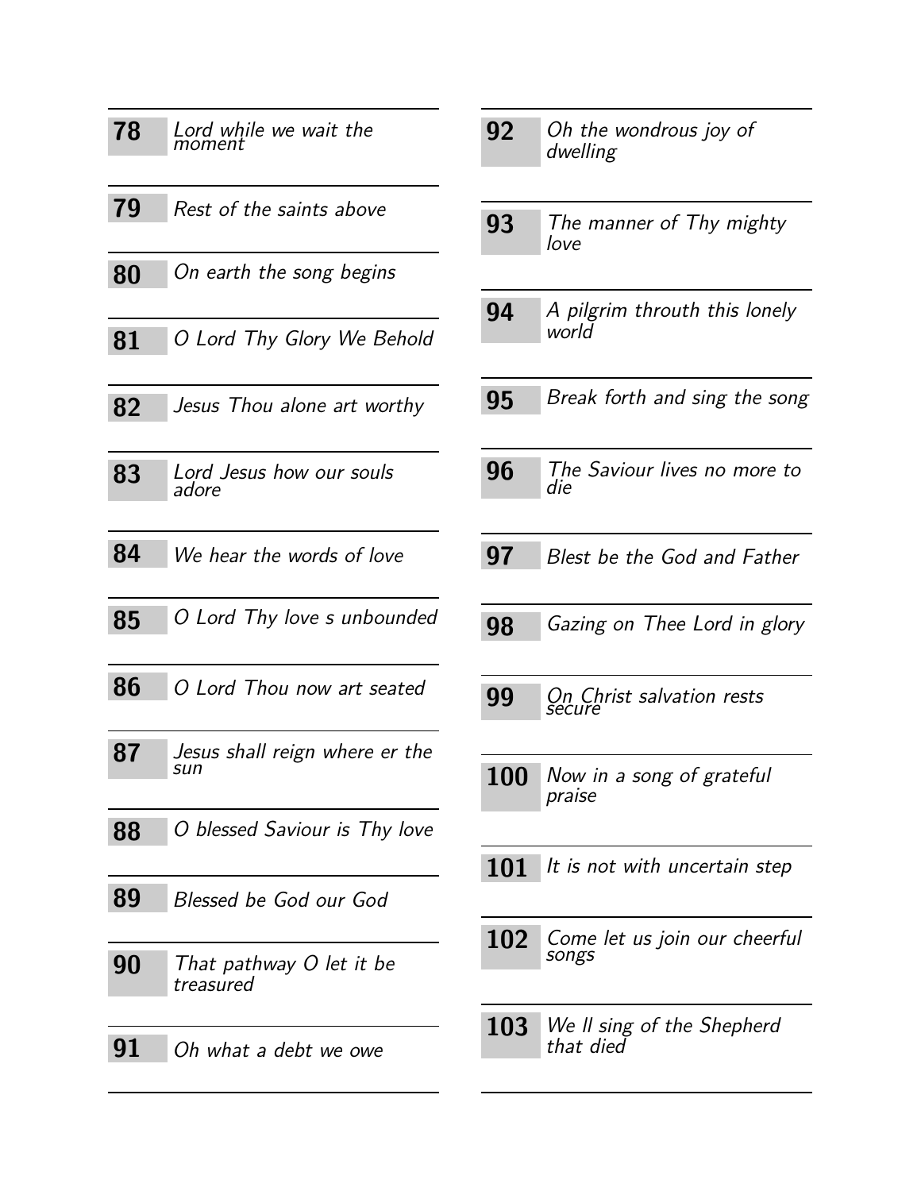**78** *Lord while we wait the moment*

**79** *Rest of the saints above*

**80** *On earth the song begins*

**81** *O Lord Thy Glory We Behold*

**82** *Jesus Thou alone art worthy*

**83** *Lord Jesus how our souls adore*

**84** *We hear the words of love*

**85** *O Lord Thy love s unbounded*

**86** *O Lord Thou now art seated*

**87** *Jesus shall reign where er the sun*

**88** *O blessed Saviour is Thy love*

**89** *Blessed be God our God*

**90** *That pathway O let it be treasured*

**91** *Oh what a debt we owe*

**92** *Oh the wondrous joy of dwelling*

**93** *The manner of Thy mighty love*

**94** *A pilgrim throuth this lonely world*

**95** *Break forth and sing the song*

**96** *The Saviour lives no more to die*

**97** *Blest be the God and Father*

**98** *Gazing on Thee Lord in glory*

**99** *On Christ salvation rests secure*

**100** *Now in a song of grateful praise*

**101** *It is not with uncertain step*

**102** *Come let us join our cheerful songs*

**103** *We ll sing of the Shepherd that died*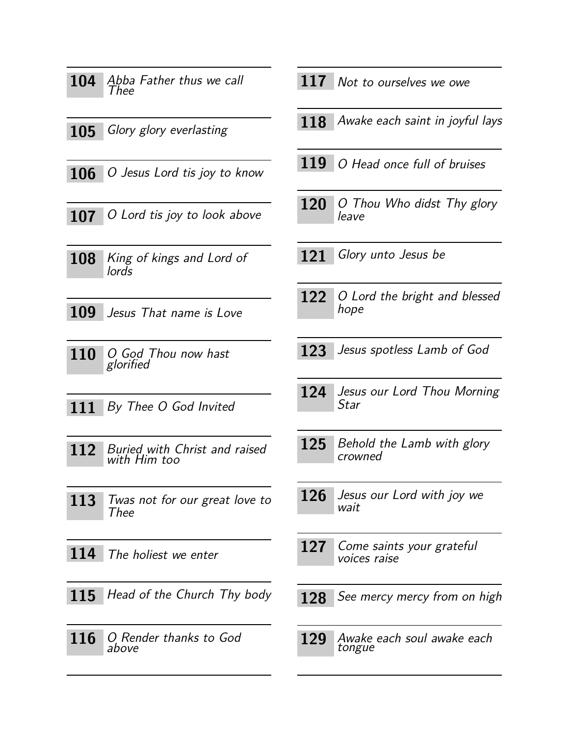**104** *Abba Father thus we call Thee*

**105** *Glory glory everlasting*

**106** *O Jesus Lord tis joy to know*

**107** *O Lord tis joy to look above*

**108** *King of kings and Lord of lords*

**109** *Jesus That name is Love*

**110** *O God Thou now hast glorified*

**111** *By Thee O God Invited*

**112** *Buried with Christ and raised with Him too*

**113** *Twas not for our great love to Thee*

**114** *The holiest we enter*

**115** *Head of the Church Thy body*

**116** *O Render thanks to God above*

**117** *Not to ourselves we owe*

**118** *Awake each saint in joyful lays*

**119** *O Head once full of bruises*

**120** *O Thou Who didst Thy glory leave*

**121** *Glory unto Jesus be*

**122** *O Lord the bright and blessed hope*

**123** *Jesus spotless Lamb of God*

**124** *Jesus our Lord Thou Morning Star*

**125** *Behold the Lamb with glory crowned*

**126** *Jesus our Lord with joy we wait*

**127** *Come saints your grateful voices raise*

**128** *See mercy mercy from on high*

**129** *Awake each soul awake each tongue*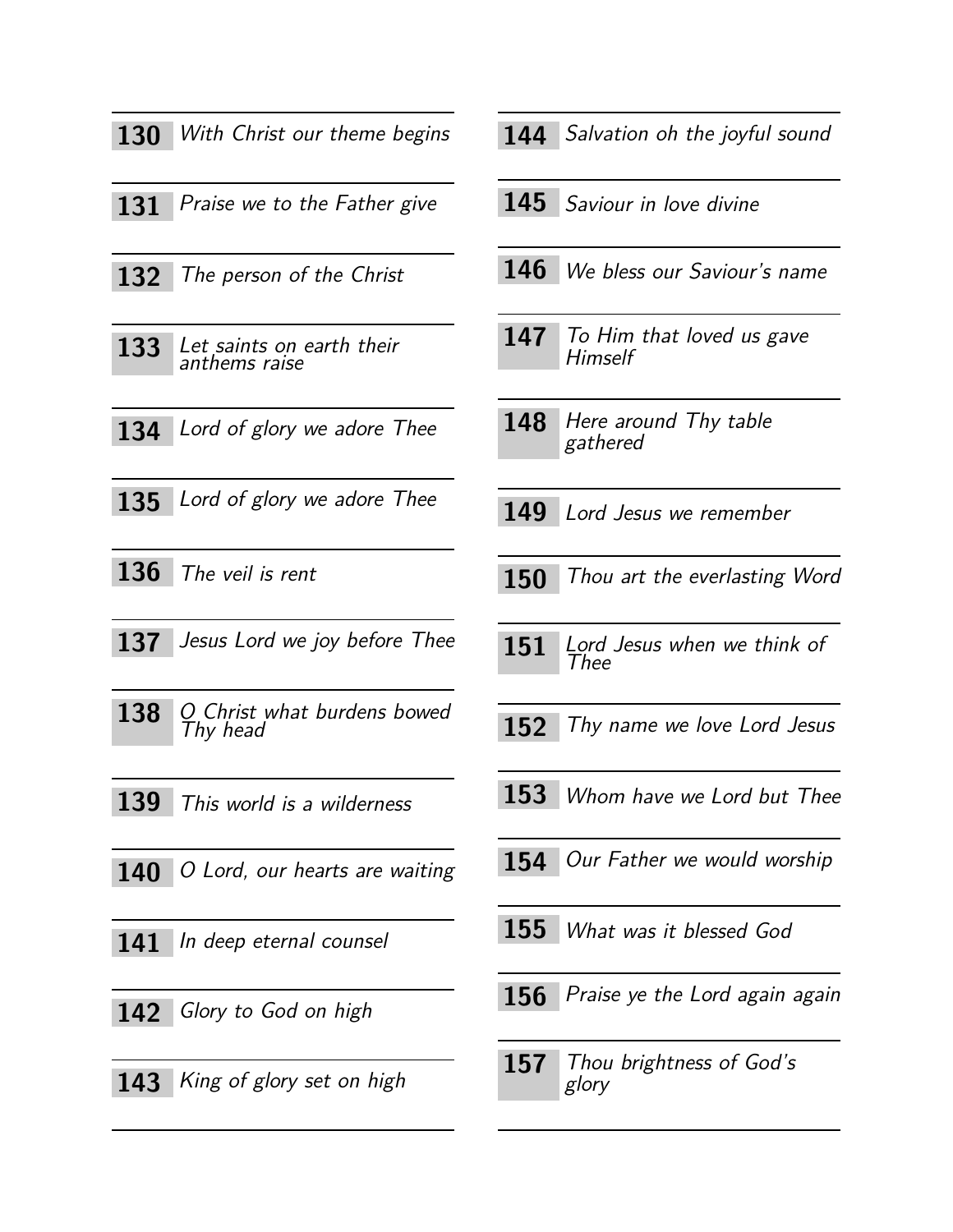**130** *With Christ our theme begins*

**131** *Praise we to the Father give*

**132** *The person of the Christ*

**133** *Let saints on earth their anthems raise*

**134** *Lord of glory we adore Thee*

**135** *Lord of glory we adore Thee*

**136** *The veil is rent*

**137** *Jesus Lord we joy before Thee*

**138** *O Christ what burdens bowed Thy head*

**139** *This world is a wilderness*

**140** *O Lord, our hearts are waiting*

**141** *In deep eternal counsel*

**142** *Glory to God on high*

**143** *King of glory set on high*

**144** *Salvation oh the joyful sound*

**145** *Saviour in love divine*

**146** *We bless our Saviour's name*

**147** *To Him that loved us gave Himself*

**148** *Here around Thy table gathered*

**149** *Lord Jesus we remember*

**150** *Thou art the everlasting Word*

**151** *Lord Jesus when we think of Thee*

**152** *Thy name we love Lord Jesus*

**153** *Whom have we Lord but Thee*

**154** *Our Father we would worship*

**155** *What was it blessed God*

**156** *Praise ye the Lord again again*

**157** *Thou brightness of God's glory*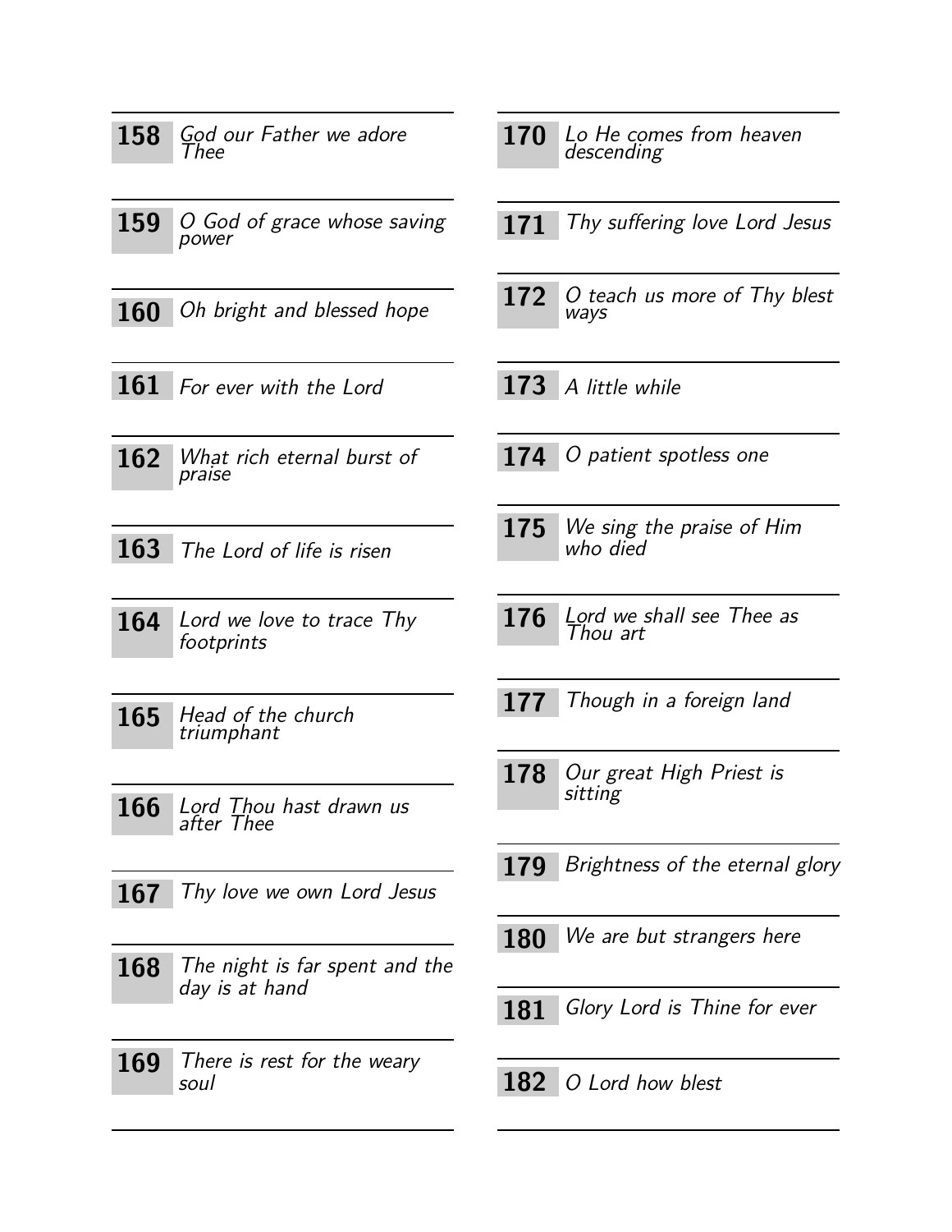**158** *God our Father we adore Thee*

**159** *O God of grace whose saving power*

**160** *Oh bright and blessed hope*

**161** *For ever with the Lord*

**162** *What rich eternal burst of praise*

**163** *The Lord of life is risen*

**164** *Lord we love to trace Thy footprints*

**165** *Head of the church triumphant*

**166** *Lord Thou hast drawn us after Thee*

**167** *Thy love we own Lord Jesus*

**168** *The night is far spent and the day is at hand*

**169** *There is rest for the weary soul*

**170** *Lo He comes from heaven descending*

**171** *Thy suffering love Lord Jesus*

**172** *O teach us more of Thy blest ways*

**173** *A little while*

**174** *O patient spotless one*

**175** *We sing the praise of Him who died*

**176** *Lord we shall see Thee as Thou art*

**177** *Though in a foreign land*

**178** *Our great High Priest is sitting*

**179** *Brightness of the eternal glory*

**180** *We are but strangers here*

**181** *Glory Lord is Thine for ever*

**182** *O Lord how blest*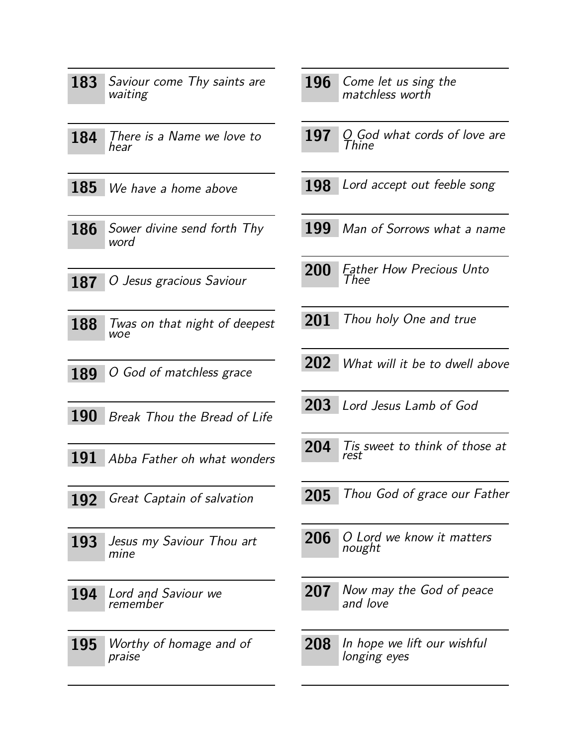**183** *Saviour come Thy saints are waiting*

**184** *There is a Name we love to hear*

**185** *We have a home above*

**186** *Sower divine send forth Thy word*

**187** *O Jesus gracious Saviour*

**188** *Twas on that night of deepest woe*

**189** *O God of matchless grace*

**190** *Break Thou the Bread of Life*

**191** *Abba Father oh what wonders*

**192** *Great Captain of salvation*

**193** *Jesus my Saviour Thou art mine*

**194** *Lord and Saviour we remember*

**195** *Worthy of homage and of praise*

**196** *Come let us sing the matchless worth*

**197** *O God what cords of love are Thine*

**198** *Lord accept out feeble song*

**199** *Man of Sorrows what a name*

**200** *Father How Precious Unto Thee*

**201** *Thou holy One and true*

**202** *What will it be to dwell above*

**203** *Lord Jesus Lamb of God*

**204** *Tis sweet to think of those at rest*

**205** *Thou God of grace our Father*

**206** *O Lord we know it matters nought*

**207** *Now may the God of peace and love*

**208** *In hope we lift our wishful longing eyes*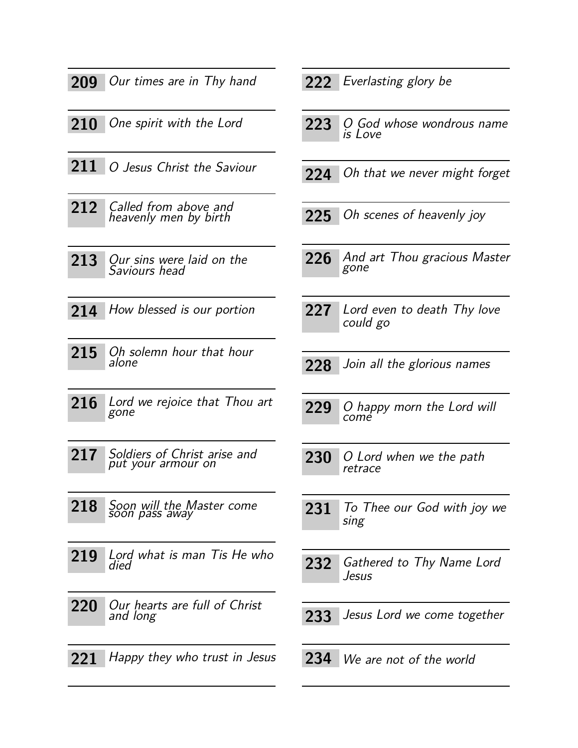**209** *Our times are in Thy hand*

**210** *One spirit with the Lord*

**211** *O Jesus Christ the Saviour*

**212** *Called from above and heavenly men by birth*

**213** *Our sins were laid on the Saviours head*

**214** *How blessed is our portion*

**215** *Oh solemn hour that hour alone*

**216** *Lord we rejoice that Thou art gone*

**217** *Soldiers of Christ arise and put your armour on*

**218** *Soon will the Master come soon pass away*

**219** *Lord what is man Tis He who died*

**220** *Our hearts are full of Christ and long*

**221** *Happy they who trust in Jesus*

**222** *Everlasting glory be*

**223** *O God whose wondrous name is Love*

**224** *Oh that we never might forget*

**225** *Oh scenes of heavenly joy*

**226** *And art Thou gracious Master gone*

**227** *Lord even to death Thy love could go*

**228** *Join all the glorious names*

**229** *O happy morn the Lord will come*

**230** *O Lord when we the path retrace*

**231** *To Thee our God with joy we sing*

**232** *Gathered to Thy Name Lord Jesus*

**233** *Jesus Lord we come together*

**234** *We are not of the world*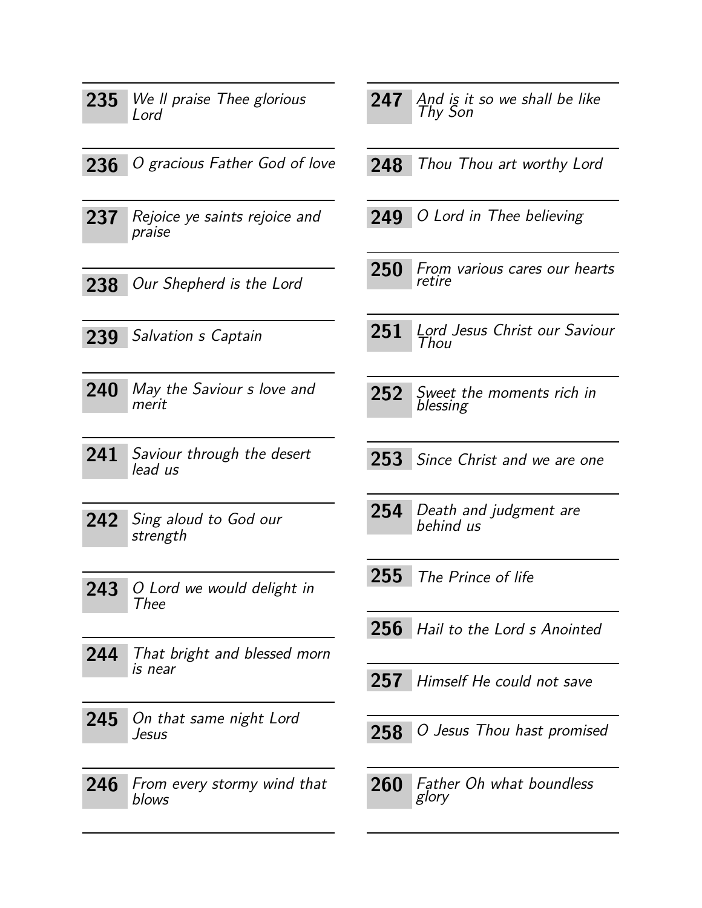**235** *We ll praise Thee glorious Lord*

**236** *O gracious Father God of love*

**237** *Rejoice ye saints rejoice and praise*

**238** *Our Shepherd is the Lord*

**239** *Salvation s Captain*

**240** *May the Saviour s love and merit*

**241** *Saviour through the desert lead us*

**242** *Sing aloud to God our strength*

**243** *O Lord we would delight in Thee*

**244** *That bright and blessed morn is near*

**245** *On that same night Lord Jesus*

**246** *From every stormy wind that blows*

**247** *And is it so we shall be like Thy Son*

**248** *Thou Thou art worthy Lord*

**249** *O Lord in Thee believing*

**250** *From various cares our hearts retire*

**251** *Lord Jesus Christ our Saviour Thou*

**252** *Sweet the moments rich in blessing*

**253** *Since Christ and we are one*

**254** *Death and judgment are behind us*

**255** *The Prince of life*

**256** *Hail to the Lord s Anointed*

**257** *Himself He could not save*

**258** *O Jesus Thou hast promised*

**260** *Father Oh what boundless glory*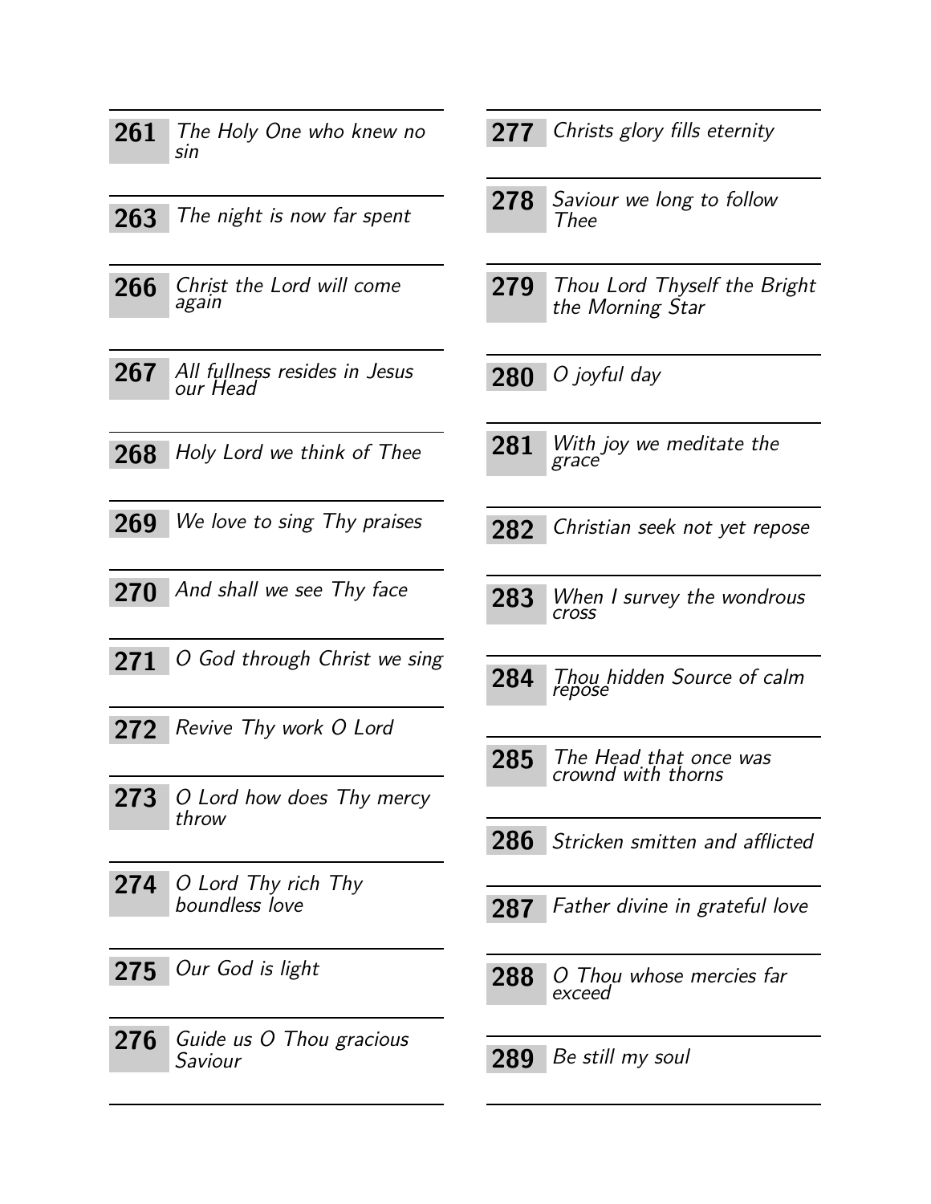**261** *The Holy One who knew no sin*

**263** *The night is now far spent*

**266** *Christ the Lord will come again*

**267** *All fullness resides in Jesus our Head*

**268** *Holy Lord we think of Thee*

**269** *We love to sing Thy praises*

**270** *And shall we see Thy face*

**271** *O God through Christ we sing*

**272** *Revive Thy work O Lord*

**273** *O Lord how does Thy mercy throw*

**274** *O Lord Thy rich Thy boundless love*

**275** *Our God is light*

**276** *Guide us O Thou gracious Saviour*

**277** *Christs glory fills eternity*

**278** *Saviour we long to follow Thee*

**279** *Thou Lord Thyself the Bright the Morning Star*

**280** *O joyful day*

**281** *With joy we meditate the grace*

**282** *Christian seek not yet repose*

**283** *When I survey the wondrous cross*

**284** *Thou hidden Source of calm repose*

**285** *The Head that once was crownd with thorns*

**286** *Stricken smitten and afflicted*

**287** *Father divine in grateful love*

**288** *O Thou whose mercies far exceed*

**289** *Be still my soul*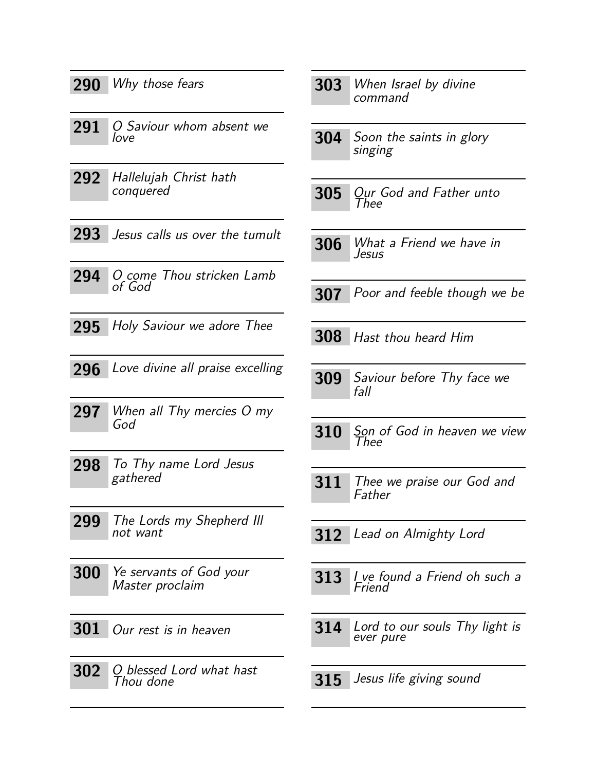**290** *Why those fears*

**291** *O Saviour whom absent we love*

**292** *Hallelujah Christ hath conquered*

**293** *Jesus calls us over the tumult*

**294** *O come Thou stricken Lamb of God*

**295** *Holy Saviour we adore Thee*

**296** *Love divine all praise excelling*

**297** *When all Thy mercies O my God*

**298** *To Thy name Lord Jesus gathered*

**299** *The Lords my Shepherd Ill not want*

**300** *Ye servants of God your Master proclaim*

**301** *Our rest is in heaven*

**302** *O blessed Lord what hast Thou done*

**303** *When Israel by divine command*

**304** *Soon the saints in glory singing*

**305** *Our God and Father unto Thee*

**306** *What a Friend we have in Jesus*

**307** *Poor and feeble though we be*

**308** *Hast thou heard Him*

**309** *Saviour before Thy face we fall*

**310** *Son of God in heaven we view Thee*

**311** *Thee we praise our God and Father*

**312** *Lead on Almighty Lord*

**313** *I ve found a Friend oh such a Friend*

**314** *Lord to our souls Thy light is ever pure*

**315** *Jesus life giving sound*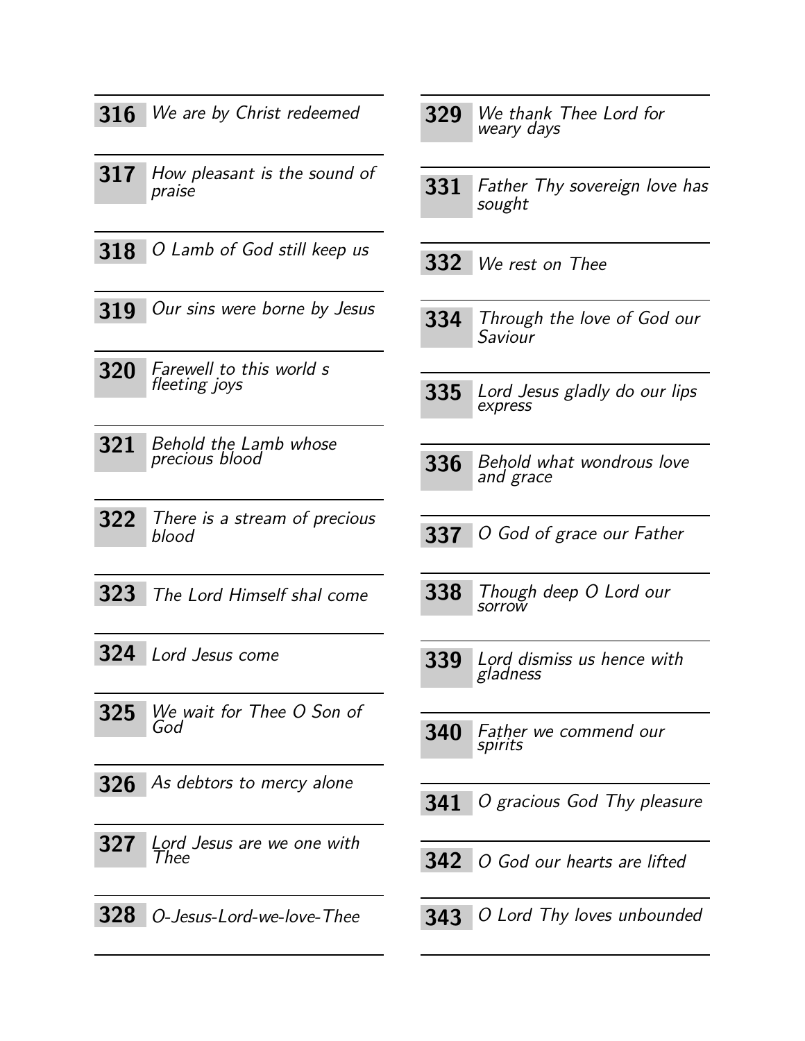**316** *We are by Christ redeemed*

**317** *How pleasant is the sound of praise*

**318** *O Lamb of God still keep us*

**319** *Our sins were borne by Jesus*

**320** *Farewell to this world s fleeting joys*

**321** *Behold the Lamb whose precious blood*

**322** *There is a stream of precious blood*

**323** *The Lord Himself shal come*

**324** *Lord Jesus come*

**325** *We wait for Thee O Son of God*

**326** *As debtors to mercy alone*

**327** *Lord Jesus are we one with Thee*

**328** *O-Jesus-Lord-we-love-Thee*

**329** *We thank Thee Lord for weary days*

**331** *Father Thy sovereign love has sought*

**332** *We rest on Thee*

**334** *Through the love of God our Saviour*

**335** *Lord Jesus gladly do our lips express*

**336** *Behold what wondrous love and grace*

**337** *O God of grace our Father*

**338** *Though deep O Lord our sorrow*

**339** *Lord dismiss us hence with gladness*

**340** *Father we commend our spirits*

**341** *O gracious God Thy pleasure*

**342** *O God our hearts are lifted*

**343** *O Lord Thy loves unbounded*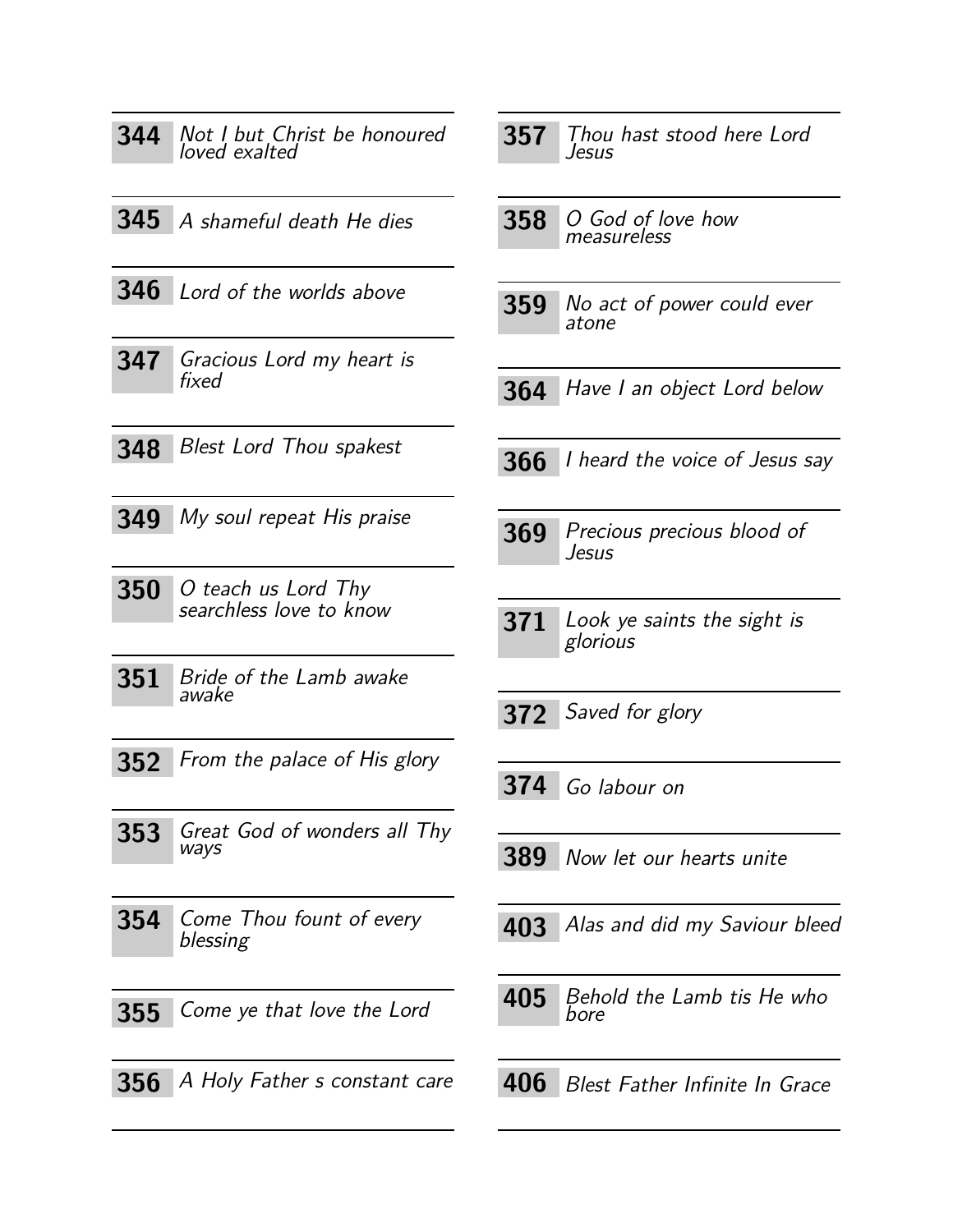**344** *Not I but Christ be honoured loved exalted*

**345** *A shameful death He dies*

**346** *Lord of the worlds above*

**347** *Gracious Lord my heart is fixed*

**348** *Blest Lord Thou spakest*

**349** *My soul repeat His praise*

**350** *O teach us Lord Thy searchless love to know*

**351** *Bride of the Lamb awake awake*

**352** *From the palace of His glory*

**353** *Great God of wonders all Thy ways*

**354** *Come Thou fount of every blessing*

**355** *Come ye that love the Lord*

**356** *A Holy Father s constant care*

**357** *Thou hast stood here Lord Jesus*

**358** *O God of love how measureless*

**359** *No act of power could ever atone*

**364** *Have I an object Lord below*

**366** *I heard the voice of Jesus say*

**369** *Precious precious blood of Jesus*

**371** *Look ye saints the sight is glorious*

**372** *Saved for glory*

**374** *Go labour on*

**389** *Now let our hearts unite*

**403** *Alas and did my Saviour bleed*

**405** *Behold the Lamb tis He who bore*

**406** *Blest Father Infinite In Grace*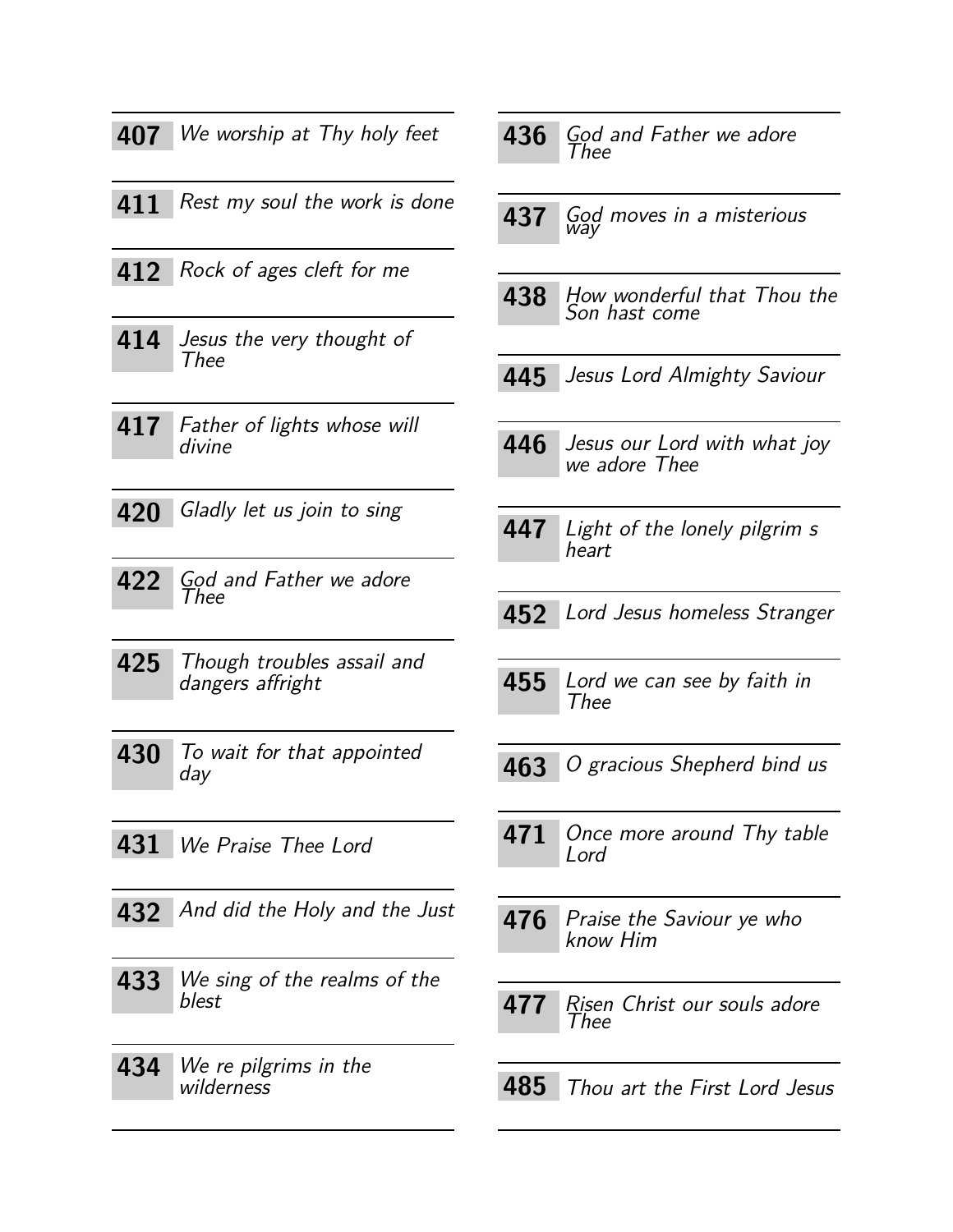**407** *We worship at Thy holy feet*

**411** *Rest my soul the work is done*

**412** *Rock of ages cleft for me*

**414** *Jesus the very thought of Thee*

**417** *Father of lights whose will divine*

**420** *Gladly let us join to sing*

**422** *God and Father we adore Thee*

**425** *Though troubles assail and dangers affright*

**430** *To wait for that appointed day*

**431** *We Praise Thee Lord*

**432** *And did the Holy and the Just*

**433** *We sing of the realms of the blest*

**434** *We re pilgrims in the wilderness*

**436** *God and Father we adore Thee*

**437** *God moves in a misterious way*

**438** *How wonderful that Thou the Son hast come*

**445** *Jesus Lord Almighty Saviour*

**446** *Jesus our Lord with what joy we adore Thee*

**447** *Light of the lonely pilgrim s heart*

**452** *Lord Jesus homeless Stranger*

**455** *Lord we can see by faith in Thee*

**463** *O gracious Shepherd bind us*

**471** *Once more around Thy table Lord*

**476** *Praise the Saviour ye who know Him*

**477** *Risen Christ our souls adore Thee*

**485** *Thou art the First Lord Jesus*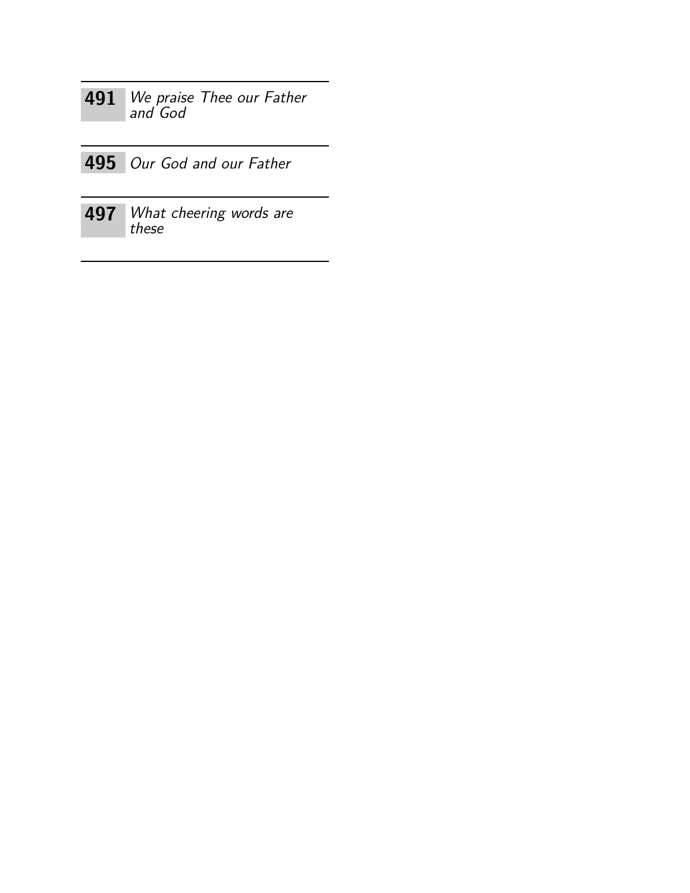**491** *We praise Thee our Father and God*

---

**495** *Our God and our Father*

---

**497** *What cheering words are these*

---